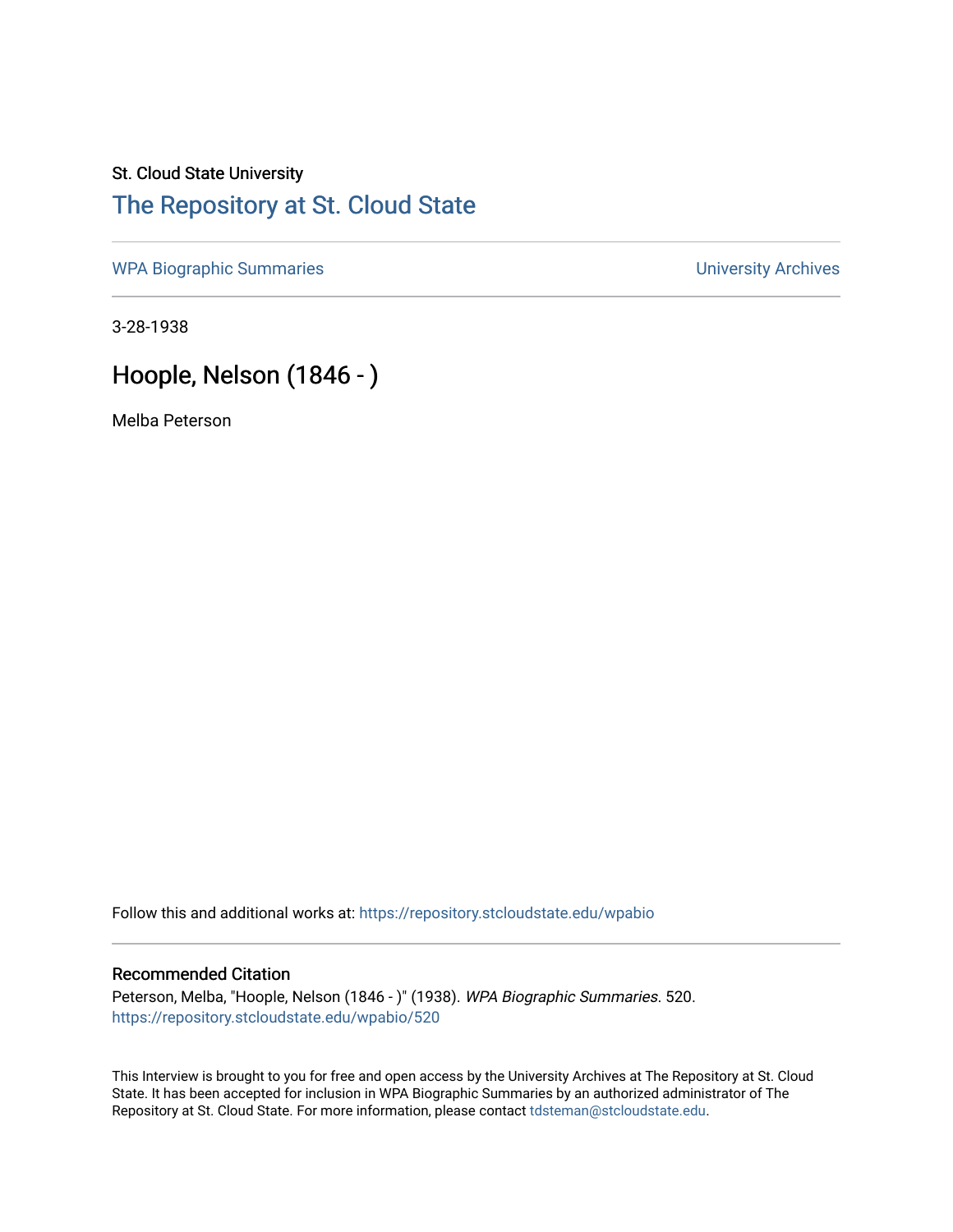St. Cloud State University

## The Repository at St. Cloud State

WPA Biographic Summaries | University Archives

3-28-1938

# Hoople, Nelson (1846 - )

Melba Peterson

Follow this and additional works at: https://repository.stcloudstate.edu/wpabio

### Recommended Citation

Peterson, Melba, "Hoople, Nelson (1846 - )" (1938). *WPA Biographic Summaries*. 520.
https://repository.stcloudstate.edu/wpabio/520

This Interview is brought to you for free and open access by the University Archives at The Repository at St. Cloud State. It has been accepted for inclusion in WPA Biographic Summaries by an authorized administrator of The Repository at St. Cloud State. For more information, please contact tdsteman@stcloudstate.edu.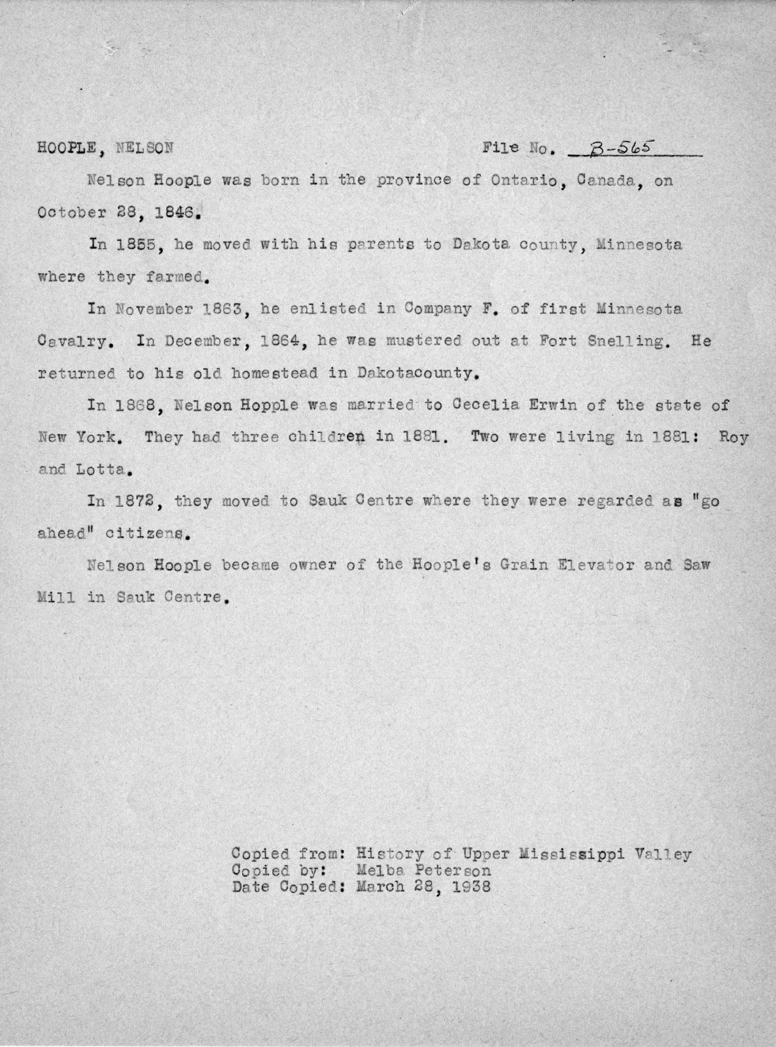HOOPLE, NELSON File No. B-565

Nelson Hoople was born in the province of Ontario, Canada, on October 28, 1846.

In 1855, he moved with his parents to Dakota county, Minnesota where they farmed.

In November 1863, he enlisted in Company F. of first Minnesota Cavalry. In December, 1864, he was mustered out at Fort Snelling. He returned to his old homestead in Dakotacounty.

In 1868, Nelson Hopple was married to Cecelia Erwin of the state of New York. They had three children in 1881. Two were living in 1881: Roy and Lotta.

In 1872, they moved to Sauk Centre where they were regarded as "go ahead" citizens.

Nelson Hoople became owner of the Hoople's Grain Elevator and Saw Mill in Sauk Centre.

Copied from: History of Upper Mississippi Valley
Copied by: Melba Peterson
Date Copied: March 28, 1938